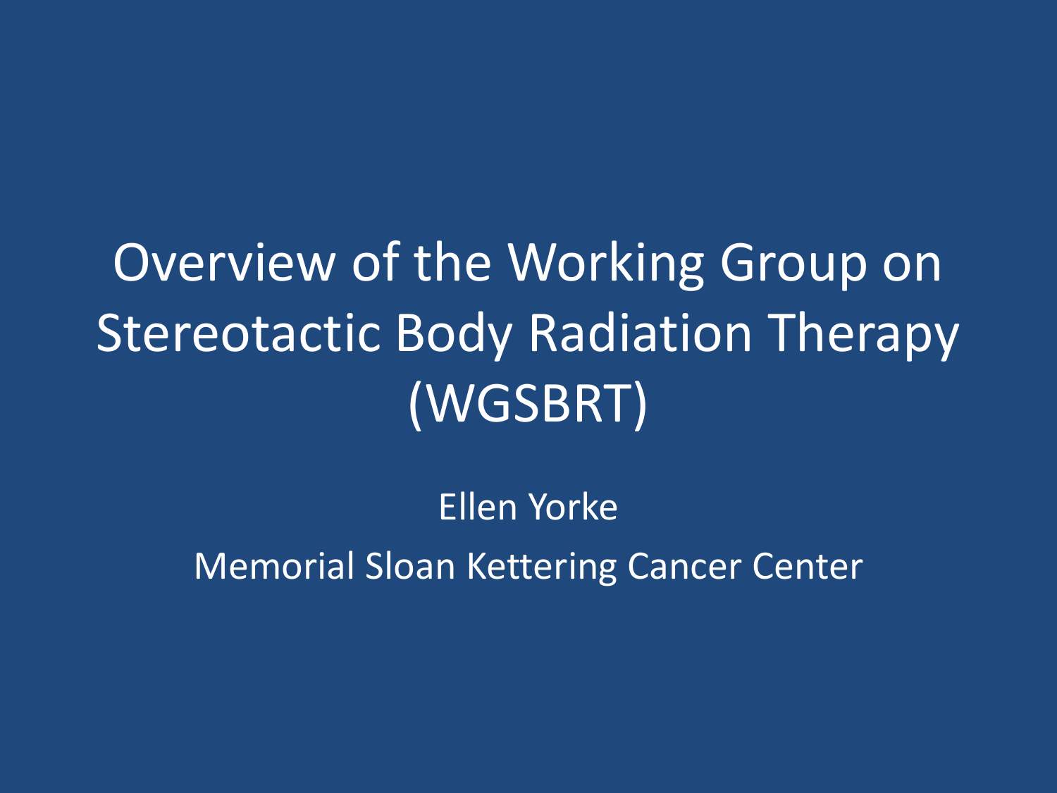# Overview of the Working Group on Stereotactic Body Radiation Therapy (WGSBRT)

Ellen Yorke

Memorial Sloan Kettering Cancer Center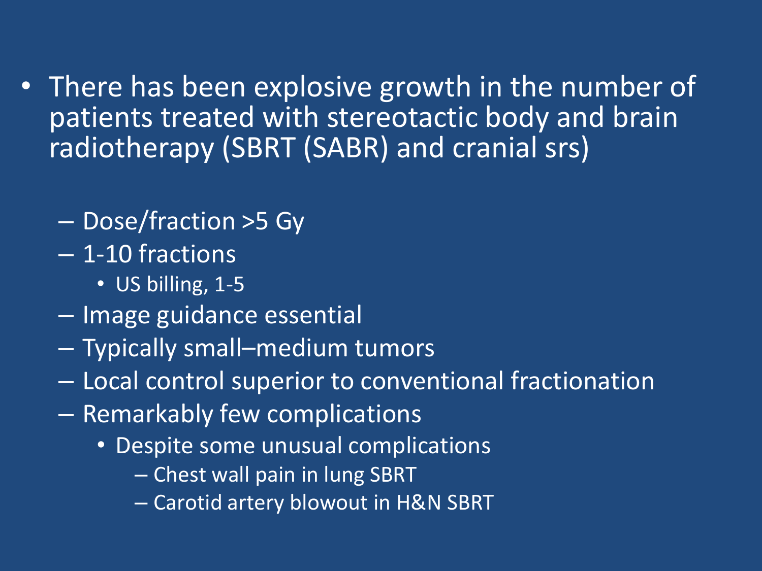- There has been explosive growth in the number of patients treated with stereotactic body and brain radiotherapy (SBRT (SABR) and cranial srs)
  - Dose/fraction >5 Gy
  - 1-10 fractions
    - US billing, 1-5
  - Image guidance essential
  - Typically small–medium tumors
  - Local control superior to conventional fractionation
  - Remarkably few complications
    - Despite some unusual complications
      - Chest wall pain in lung SBRT
      - Carotid artery blowout in H&N SBRT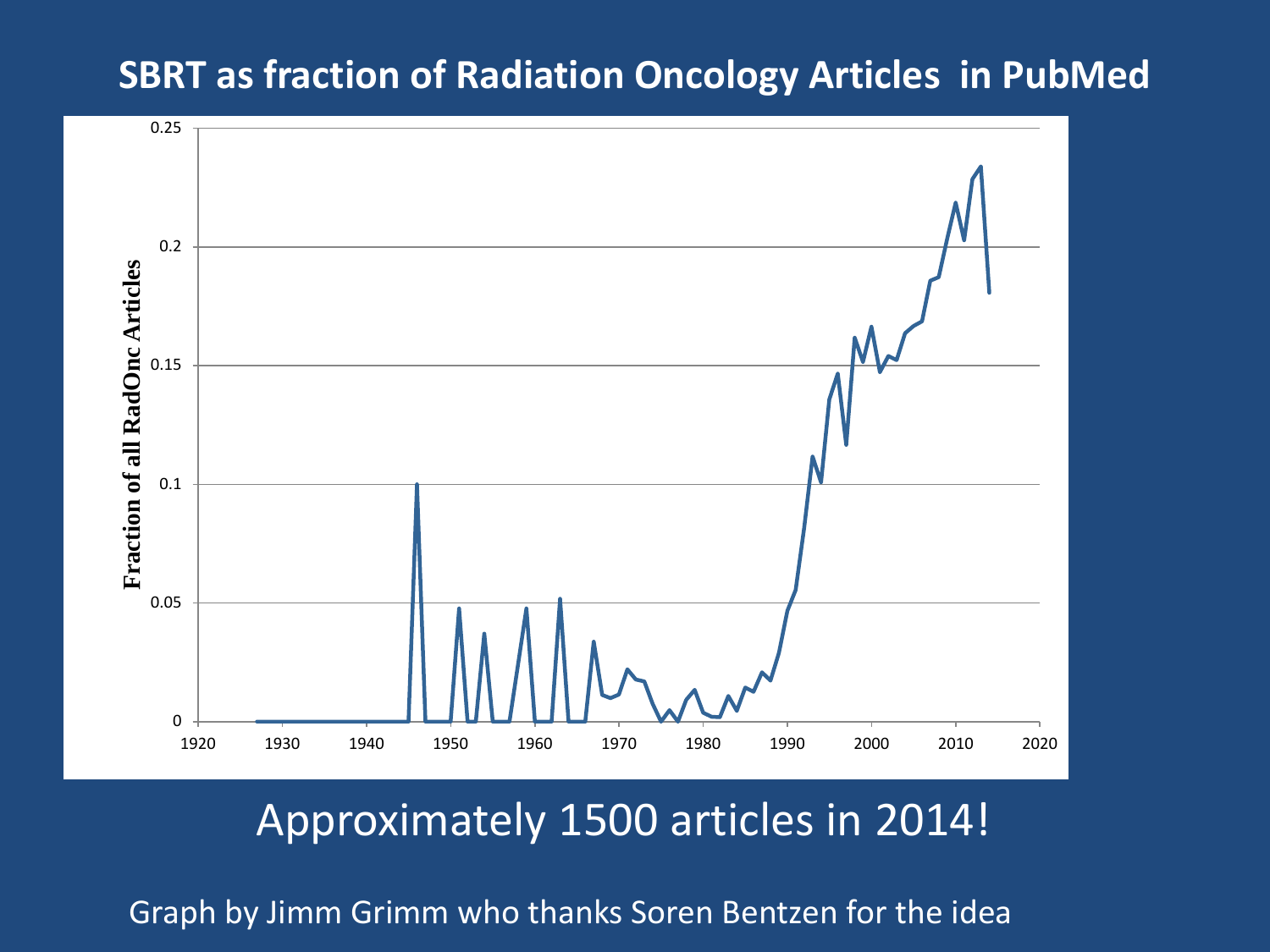# SBRT as fraction of Radiation Oncology Articles in PubMed

Approximately 1500 articles in 2014!

Graph by Jimm Grimm who thanks Soren Bentzen for the idea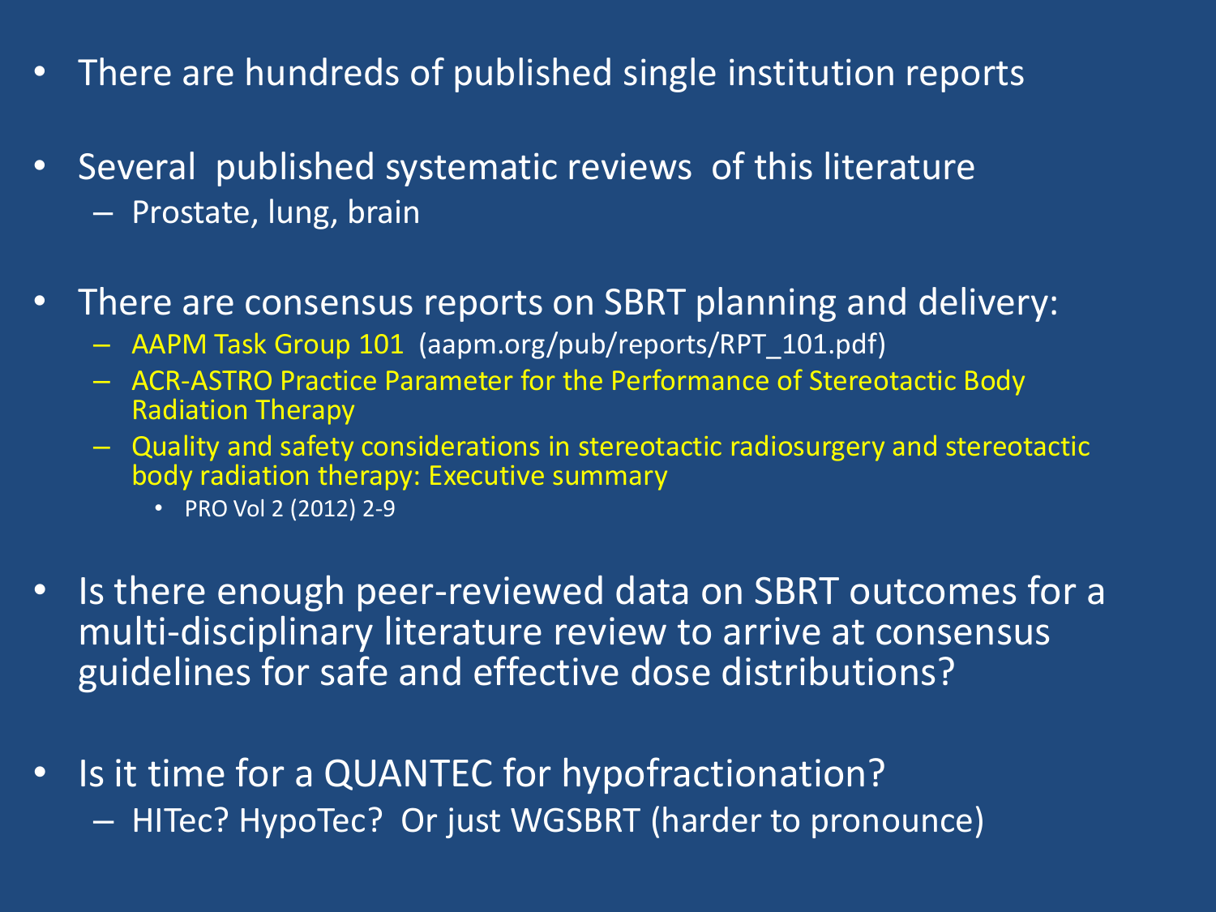- There are hundreds of published single institution reports
- Several published systematic reviews of this literature
  - Prostate, lung, brain
- There are consensus reports on SBRT planning and delivery:
  - AAPM Task Group 101 (aapm.org/pub/reports/RPT_101.pdf)
  - ACR-ASTRO Practice Parameter for the Performance of Stereotactic Body Radiation Therapy
  - Quality and safety considerations in stereotactic radiosurgery and stereotactic body radiation therapy: Executive summary
    - PRO Vol 2 (2012) 2-9
- Is there enough peer-reviewed data on SBRT outcomes for a multi-disciplinary literature review to arrive at consensus guidelines for safe and effective dose distributions?
- Is it time for a QUANTEC for hypofractionation?
  - HITec? HypoTec? Or just WGSBRT (harder to pronounce)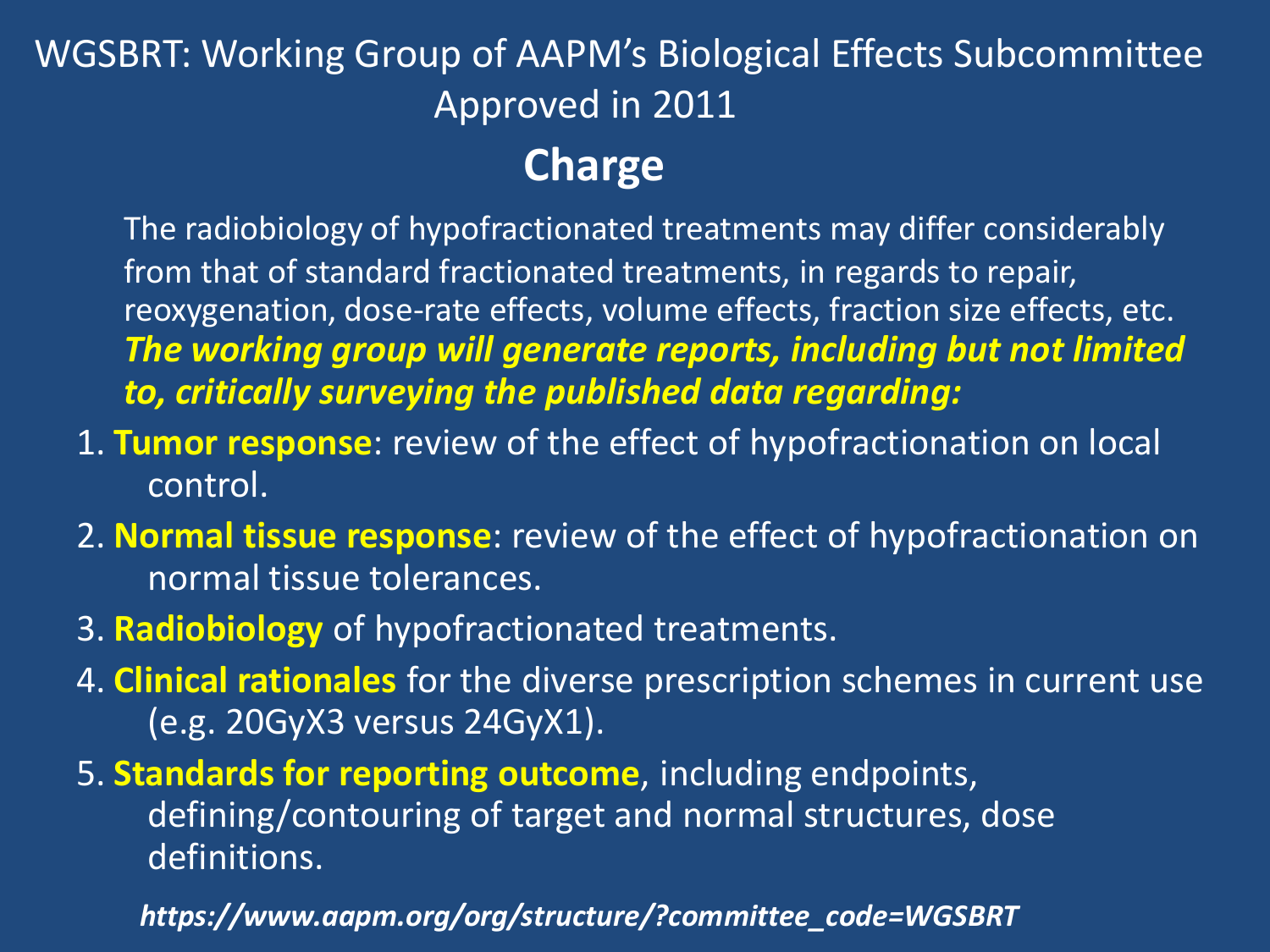# WGSBRT: Working Group of AAPM's Biological Effects Subcommittee Approved in 2011

## Charge

The radiobiology of hypofractionated treatments may differ considerably from that of standard fractionated treatments, in regards to repair, reoxygenation, dose-rate effects, volume effects, fraction size effects, etc. ***The working group will generate reports, including but not limited to, critically surveying the published data regarding:***

1. **Tumor response**: review of the effect of hypofractionation on local control.
2. **Normal tissue response**: review of the effect of hypofractionation on normal tissue tolerances.
3. **Radiobiology** of hypofractionated treatments.
4. **Clinical rationales** for the diverse prescription schemes in current use (e.g. 20GyX3 versus 24GyX1).
5. **Standards for reporting outcome**, including endpoints, defining/contouring of target and normal structures, dose definitions.

***https://www.aapm.org/org/structure/?committee_code=WGSBRT***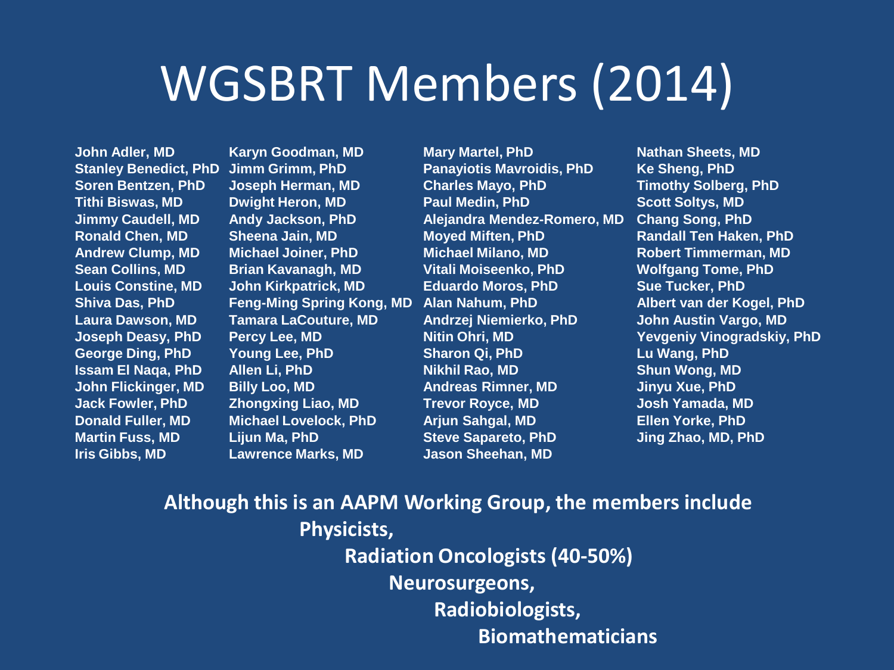# WGSBRT Members (2014)

John Adler, MD
Stanley Benedict, PhD
Soren Bentzen, PhD
Tithi Biswas, MD
Jimmy Caudell, MD
Ronald Chen, MD
Andrew Clump, MD
Sean Collins, MD
Louis Constine, MD
Shiva Das, PhD
Laura Dawson, MD
Joseph Deasy, PhD
George Ding, PhD
Issam El Naqa, PhD
John Flickinger, MD
Jack Fowler, PhD
Donald Fuller, MD
Martin Fuss, MD
Iris Gibbs, MD

Karyn Goodman, MD
Jimm Grimm, PhD
Joseph Herman, MD
Dwight Heron, MD
Andy Jackson, PhD
Sheena Jain, MD
Michael Joiner, PhD
Brian Kavanagh, MD
John Kirkpatrick, MD
Feng-Ming Spring Kong, MD
Tamara LaCouture, MD
Percy Lee, MD
Young Lee, PhD
Allen Li, PhD
Billy Loo, MD
Zhongxing Liao, MD
Michael Lovelock, PhD
Lijun Ma, PhD
Lawrence Marks, MD

Mary Martel, PhD
Panayiotis Mavroidis, PhD
Charles Mayo, PhD
Paul Medin, PhD
Alejandra Mendez-Romero, MD
Moyed Miften, PhD
Michael Milano, MD
Vitali Moiseenko, PhD
Eduardo Moros, PhD
Alan Nahum, PhD
Andrzej Niemierko, PhD
Nitin Ohri, MD
Sharon Qi, PhD
Nikhil Rao, MD
Andreas Rimner, MD
Trevor Royce, MD
Arjun Sahgal, MD
Steve Sapareto, PhD
Jason Sheehan, MD

Nathan Sheets, MD
Ke Sheng, PhD
Timothy Solberg, PhD
Scott Soltys, MD
Chang Song, PhD
Randall Ten Haken, PhD
Robert Timmerman, MD
Wolfgang Tome, PhD
Sue Tucker, PhD
Albert van der Kogel, PhD
John Austin Vargo, MD
Yevgeniy Vinogradskiy, PhD
Lu Wang, PhD
Shun Wong, MD
Jinyu Xue, PhD
Josh Yamada, MD
Ellen Yorke, PhD
Jing Zhao, MD, PhD

**Although this is an AAPM Working Group, the members include**

**Physicists,**

**Radiation Oncologists (40-50%)**

**Neurosurgeons,**

**Radiobiologists,**

**Biomathematicians**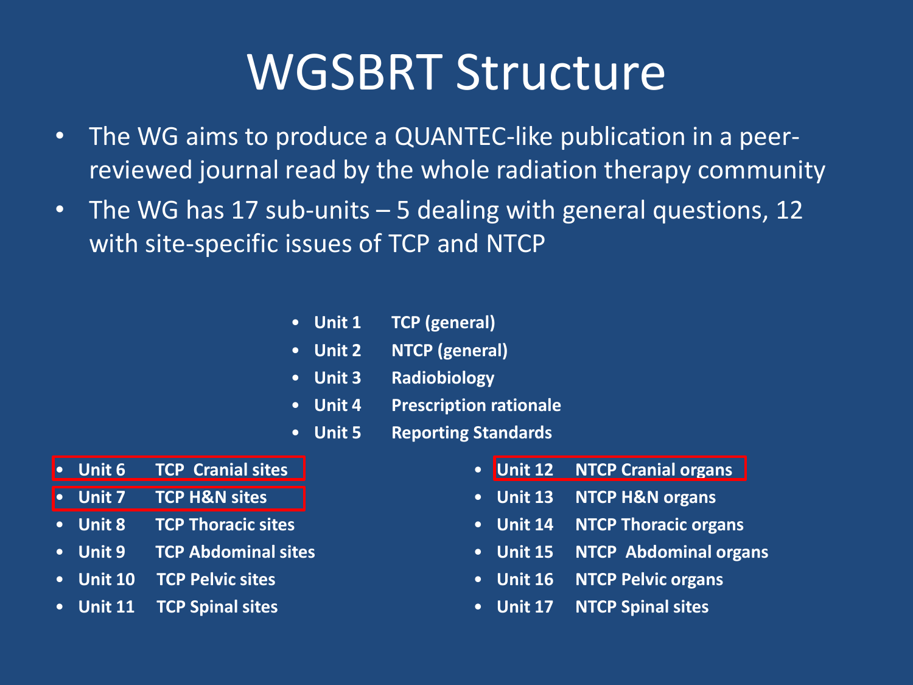# WGSBRT Structure

- The WG aims to produce a QUANTEC-like publication in a peer-reviewed journal read by the whole radiation therapy community
- The WG has 17 sub-units – 5 dealing with general questions, 12 with site-specific issues of TCP and NTCP

- **Unit 1 TCP (general)**
- **Unit 2 NTCP (general)**
- **Unit 3 Radiobiology**
- **Unit 4 Prescription rationale**
- **Unit 5 Reporting Standards**

- **Unit 6 TCP Cranial sites**
- **Unit 7 TCP H&N sites**
- **Unit 8 TCP Thoracic sites**
- **Unit 9 TCP Abdominal sites**
- **Unit 10 TCP Pelvic sites**
- **Unit 11 TCP Spinal sites**

- **Unit 12 NTCP Cranial organs**
- **Unit 13 NTCP H&N organs**
- **Unit 14 NTCP Thoracic organs**
- **Unit 15 NTCP Abdominal organs**
- **Unit 16 NTCP Pelvic organs**
- **Unit 17 NTCP Spinal sites**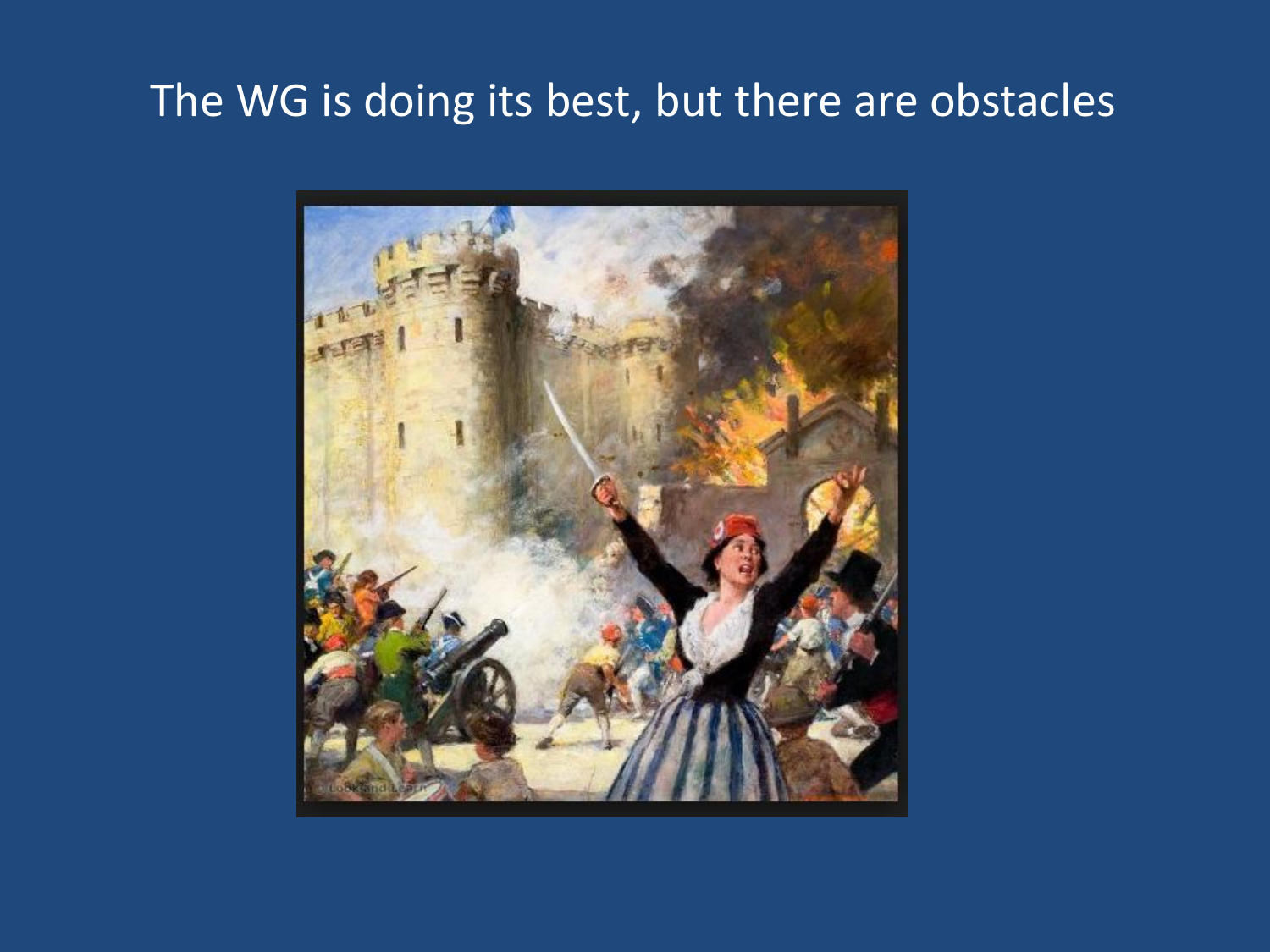# The WG is doing its best, but there are obstacles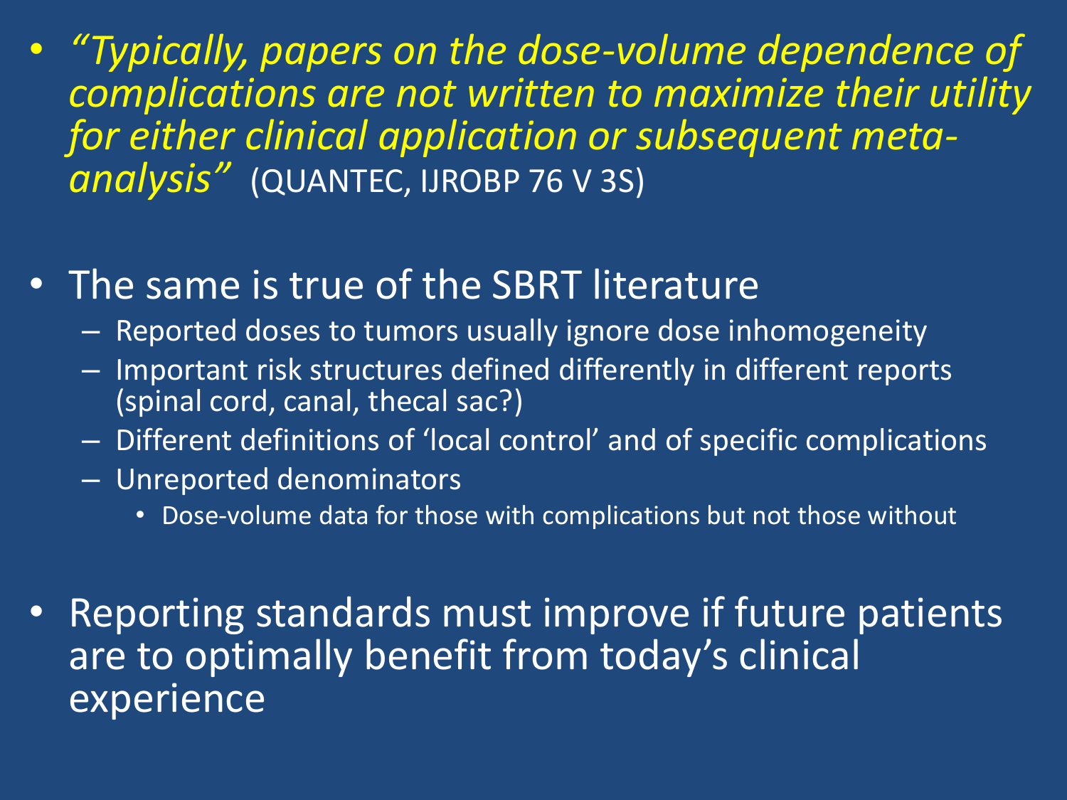- *"Typically, papers on the dose-volume dependence of complications are not written to maximize their utility for either clinical application or subsequent meta-analysis"* (QUANTEC, IJROBP 76 V 3S)

- The same is true of the SBRT literature
  - Reported doses to tumors usually ignore dose inhomogeneity
  - Important risk structures defined differently in different reports (spinal cord, canal, thecal sac?)
  - Different definitions of 'local control' and of specific complications
  - Unreported denominators
    - Dose-volume data for those with complications but not those without

- Reporting standards must improve if future patients are to optimally benefit from today's clinical experience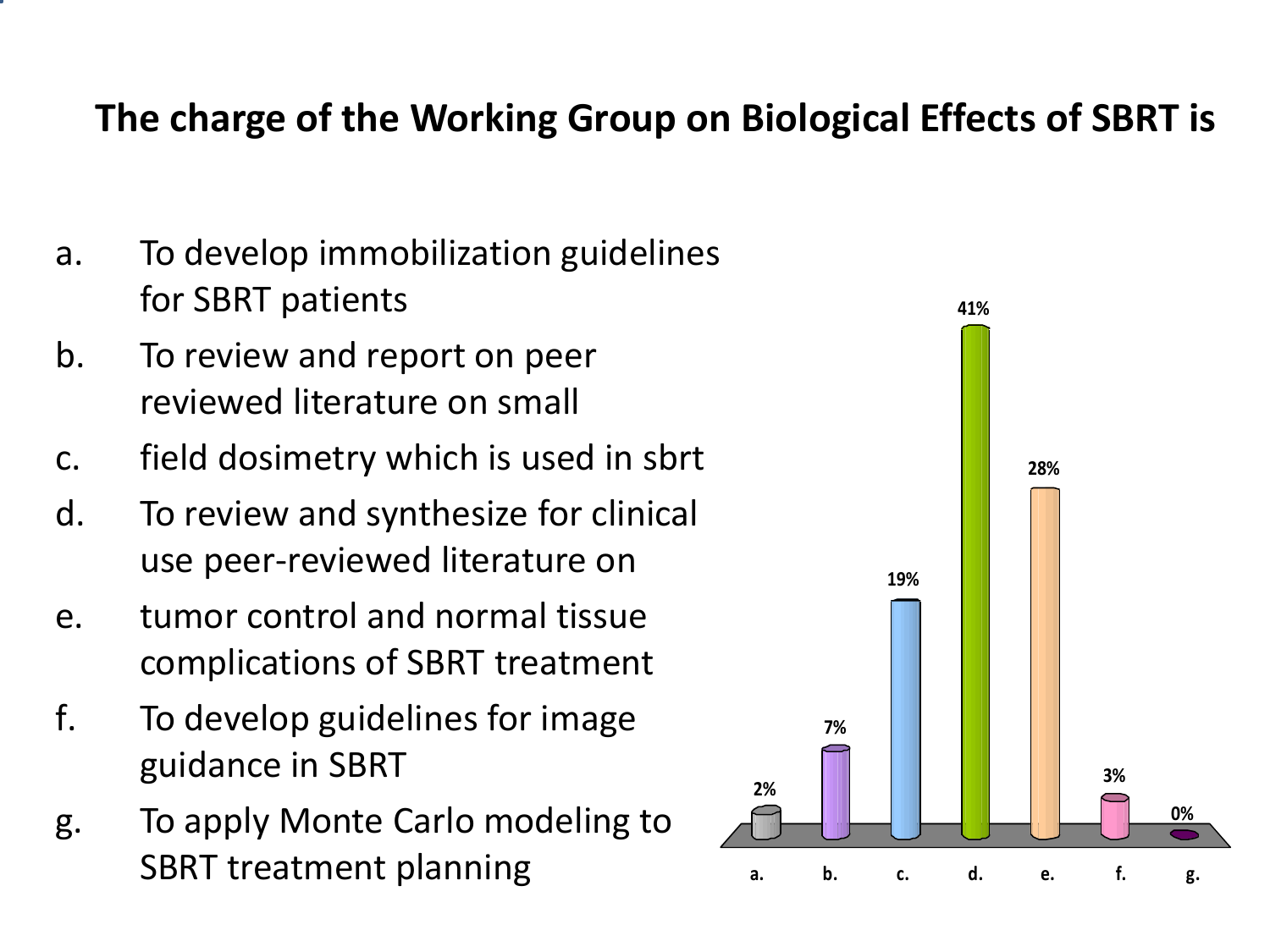## The charge of the Working Group on Biological Effects of SBRT is

a. To develop immobilization guidelines for SBRT patients
b. To review and report on peer reviewed literature on small
c. field dosimetry which is used in sbrt
d. To review and synthesize for clinical use peer-reviewed literature on
e. tumor control and normal tissue complications of SBRT treatment
f. To develop guidelines for image guidance in SBRT
g. To apply Monte Carlo modeling to SBRT treatment planning

| Option | Response |
|---|---|
| a. | 2% |
| b. | 7% |
| c. | 19% |
| d. | 41% |
| e. | 28% |
| f. | 3% |
| g. | 0% |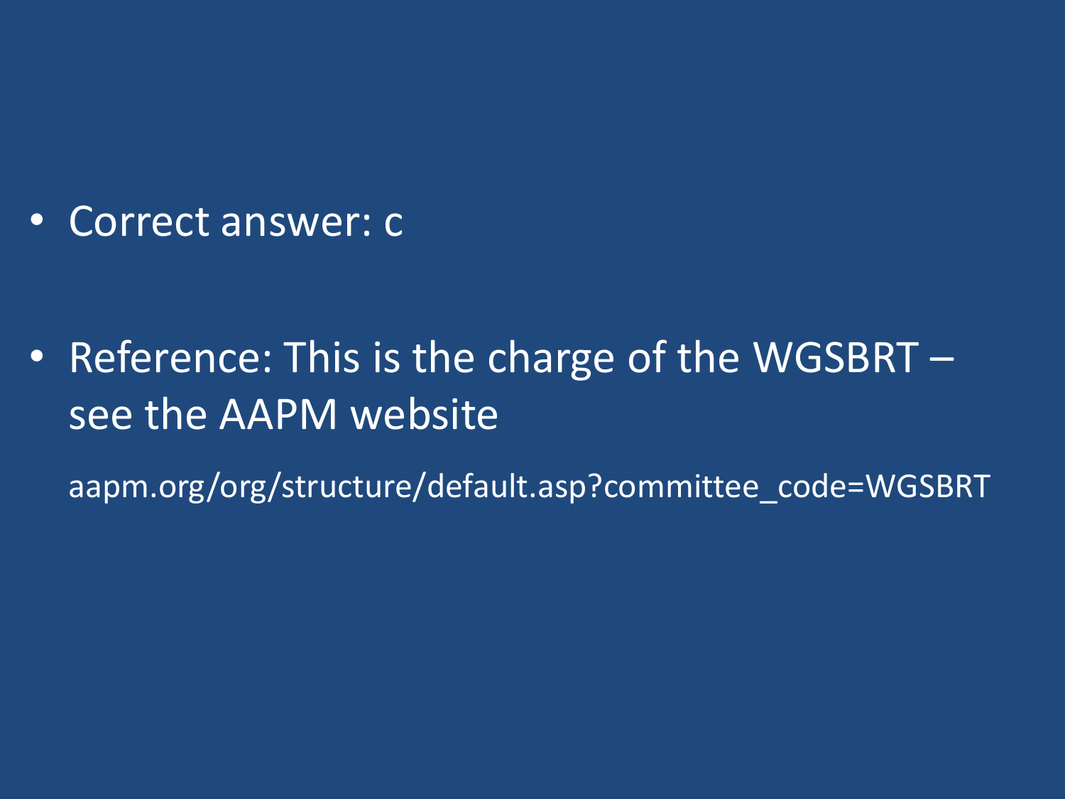- Correct answer: c

- Reference: This is the charge of the WGSBRT – see the AAPM website

  aapm.org/org/structure/default.asp?committee_code=WGSBRT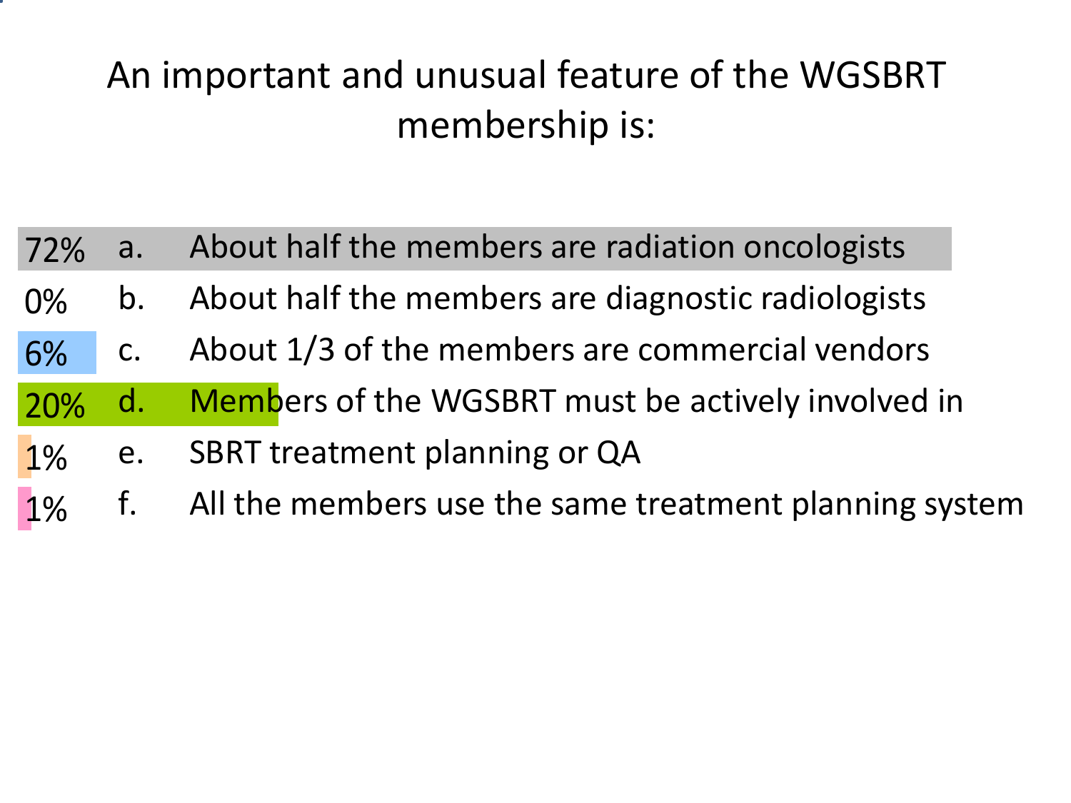# An important and unusual feature of the WGSBRT membership is:

| % | | |
|---|---|---|
| 72% | a. | About half the members are radiation oncologists |
| 0% | b. | About half the members are diagnostic radiologists |
| 6% | c. | About 1/3 of the members are commercial vendors |
| 20% | d. | Members of the WGSBRT must be actively involved in |
| 1% | e. | SBRT treatment planning or QA |
| 1% | f. | All the members use the same treatment planning system |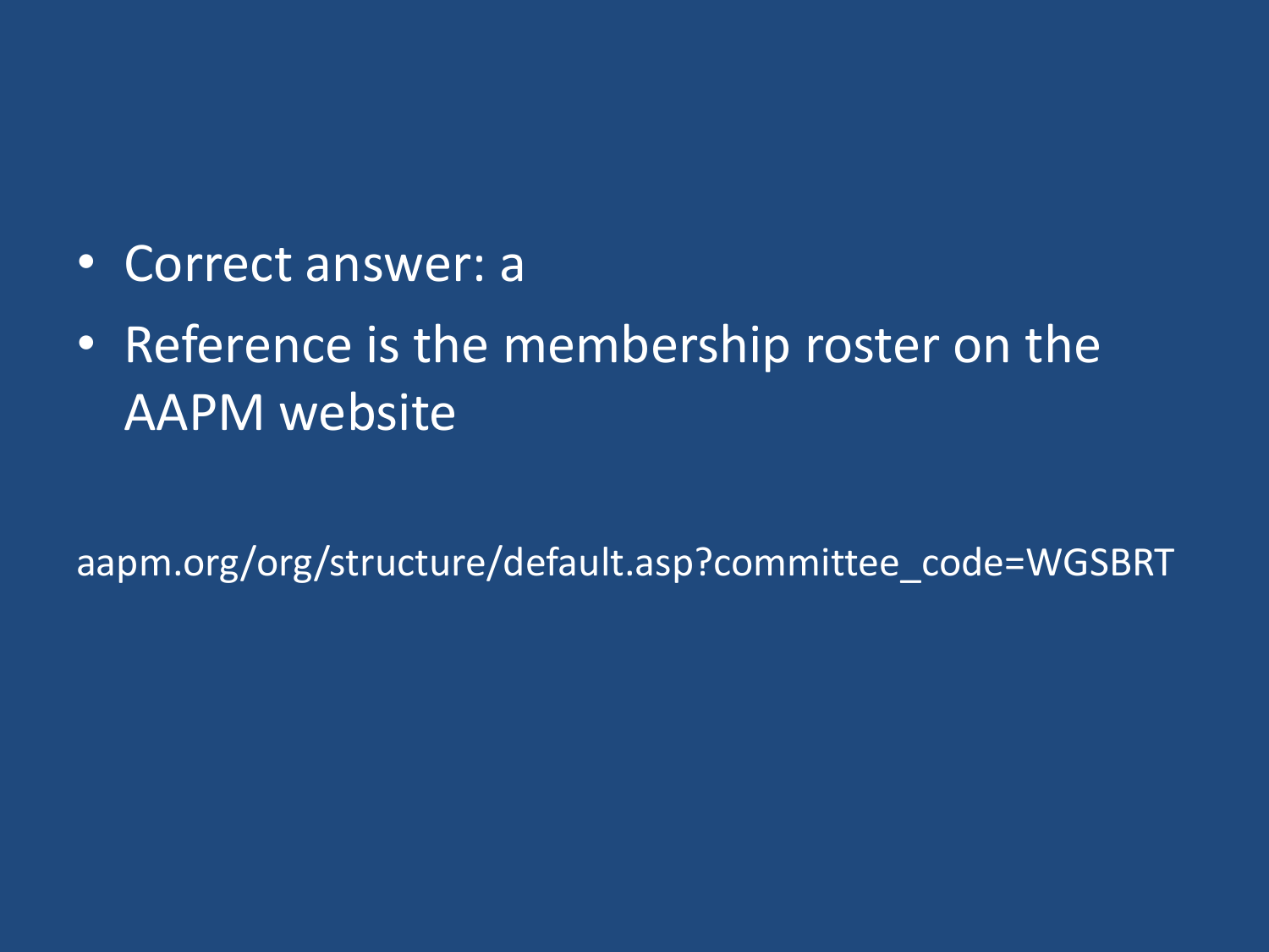- Correct answer: a
- Reference is the membership roster on the AAPM website

aapm.org/org/structure/default.asp?committee_code=WGSBRT